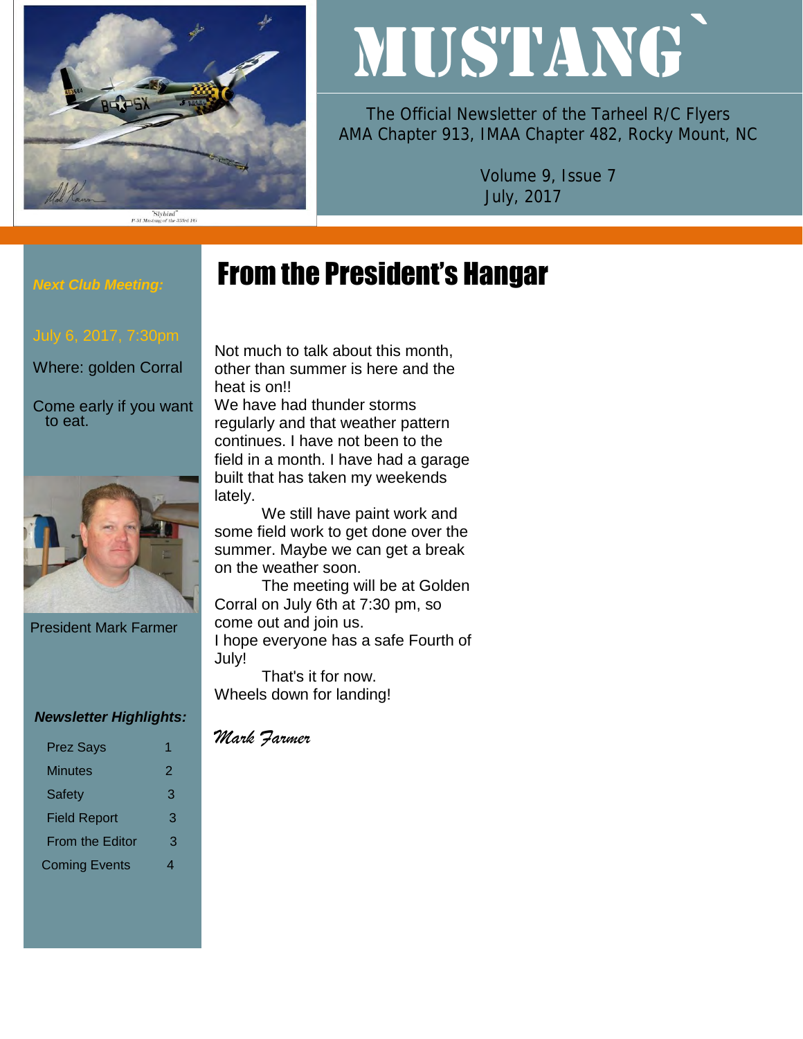# MUSTANG`

The Official Newsletter of the Tarheel R/C Flyers
AMA Chapter 913, IMAA Chapter 482, Rocky Mount, NC

Volume 9, Issue 7
July, 2017

***Next Club Meeting:***

July 6, 2017, 7:30pm

Where: golden Corral

Come early if you want to eat.

President Mark Farmer

***Newsletter Highlights:***

| | |
|---|---|
| Prez Says | 1 |
| Minutes | 2 |
| Safety | 3 |
| Field Report | 3 |
| From the Editor | 3 |
| Coming Events | 4 |

## From the President's Hangar

Not much to talk about this month, other than summer is here and the heat is on!!
We have had thunder storms regularly and that weather pattern continues. I have not been to the field in a month. I have had a garage built that has taken my weekends lately.

We still have paint work and some field work to get done over the summer. Maybe we can get a break on the weather soon.

The meeting will be at Golden Corral on July 6th at 7:30 pm, so come out and join us.
I hope everyone has a safe Fourth of July!

That's it for now.
Wheels down for landing!

*Mark Farmer*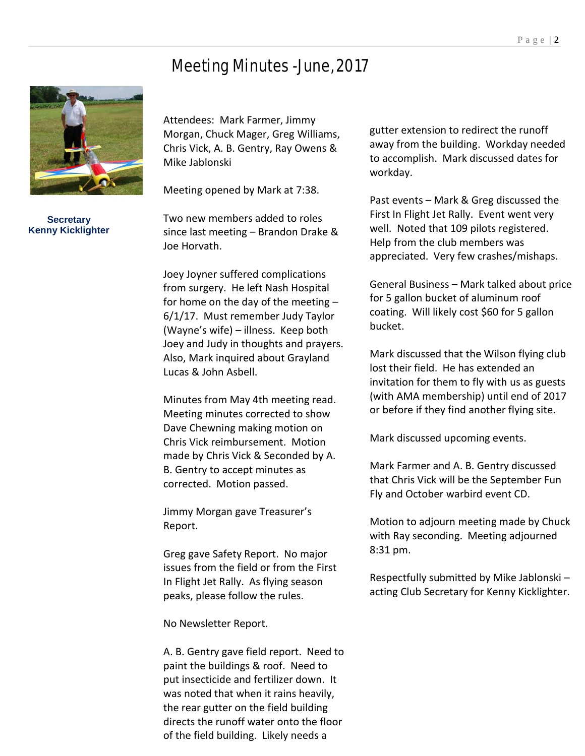# Meeting Minutes - June, 2017

**Secretary**
**Kenny Kicklighter**

Attendees: Mark Farmer, Jimmy Morgan, Chuck Mager, Greg Williams, Chris Vick, A. B. Gentry, Ray Owens & Mike Jablonski

Meeting opened by Mark at 7:38.

Two new members added to roles since last meeting – Brandon Drake & Joe Horvath.

Joey Joyner suffered complications from surgery. He left Nash Hospital for home on the day of the meeting – 6/1/17. Must remember Judy Taylor (Wayne's wife) – illness. Keep both Joey and Judy in thoughts and prayers. Also, Mark inquired about Grayland Lucas & John Asbell.

Minutes from May 4th meeting read. Meeting minutes corrected to show Dave Chewning making motion on Chris Vick reimbursement. Motion made by Chris Vick & Seconded by A. B. Gentry to accept minutes as corrected. Motion passed.

Jimmy Morgan gave Treasurer's Report.

Greg gave Safety Report. No major issues from the field or from the First In Flight Jet Rally. As flying season peaks, please follow the rules.

No Newsletter Report.

A. B. Gentry gave field report. Need to paint the buildings & roof. Need to put insecticide and fertilizer down. It was noted that when it rains heavily, the rear gutter on the field building directs the runoff water onto the floor of the field building. Likely needs a gutter extension to redirect the runoff away from the building. Workday needed to accomplish. Mark discussed dates for workday.

Past events – Mark & Greg discussed the First In Flight Jet Rally. Event went very well. Noted that 109 pilots registered. Help from the club members was appreciated. Very few crashes/mishaps.

General Business – Mark talked about price for 5 gallon bucket of aluminum roof coating. Will likely cost $60 for 5 gallon bucket.

Mark discussed that the Wilson flying club lost their field. He has extended an invitation for them to fly with us as guests (with AMA membership) until end of 2017 or before if they find another flying site.

Mark discussed upcoming events.

Mark Farmer and A. B. Gentry discussed that Chris Vick will be the September Fun Fly and October warbird event CD.

Motion to adjourn meeting made by Chuck with Ray seconding. Meeting adjourned 8:31 pm.

Respectfully submitted by Mike Jablonski – acting Club Secretary for Kenny Kicklighter.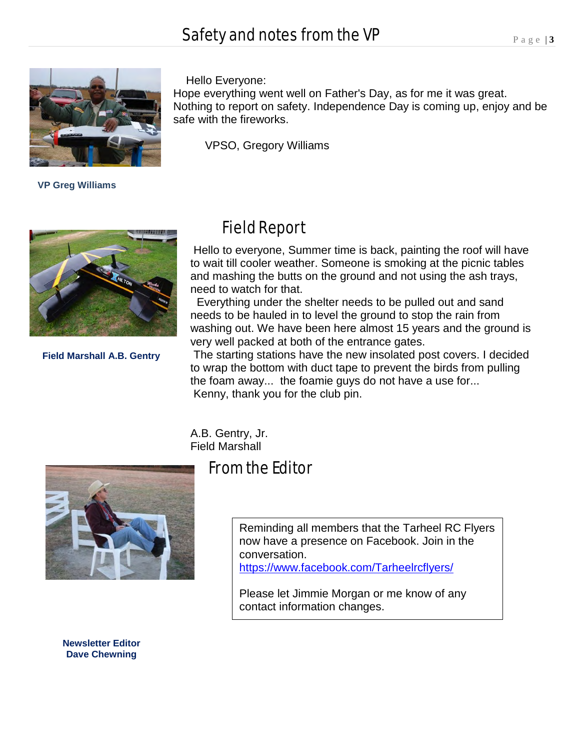# Safety and notes from the VP

Hello Everyone:

Hope everything went well on Father's Day, as for me it was great. Nothing to report on safety. Independence Day is coming up, enjoy and be safe with the fireworks.

VPSO, Gregory Williams

**VP Greg Williams**

# Field Report

Hello to everyone, Summer time is back, painting the roof will have to wait till cooler weather. Someone is smoking at the picnic tables and mashing the butts on the ground and not using the ash trays, need to watch for that.

Everything under the shelter needs to be pulled out and sand needs to be hauled in to level the ground to stop the rain from washing out. We have been here almost 15 years and the ground is very well packed at both of the entrance gates.

The starting stations have the new insolated post covers. I decided to wrap the bottom with duct tape to prevent the birds from pulling the foam away... the foamie guys do not have a use for...

Kenny, thank you for the club pin.

A.B. Gentry, Jr.
Field Marshall

**Field Marshall A.B. Gentry**

# From the Editor

Reminding all members that the Tarheel RC Flyers now have a presence on Facebook. Join in the conversation.
https://www.facebook.com/Tarheelrcflyers/

Please let Jimmie Morgan or me know of any contact information changes.

**Newsletter Editor
Dave Chewning**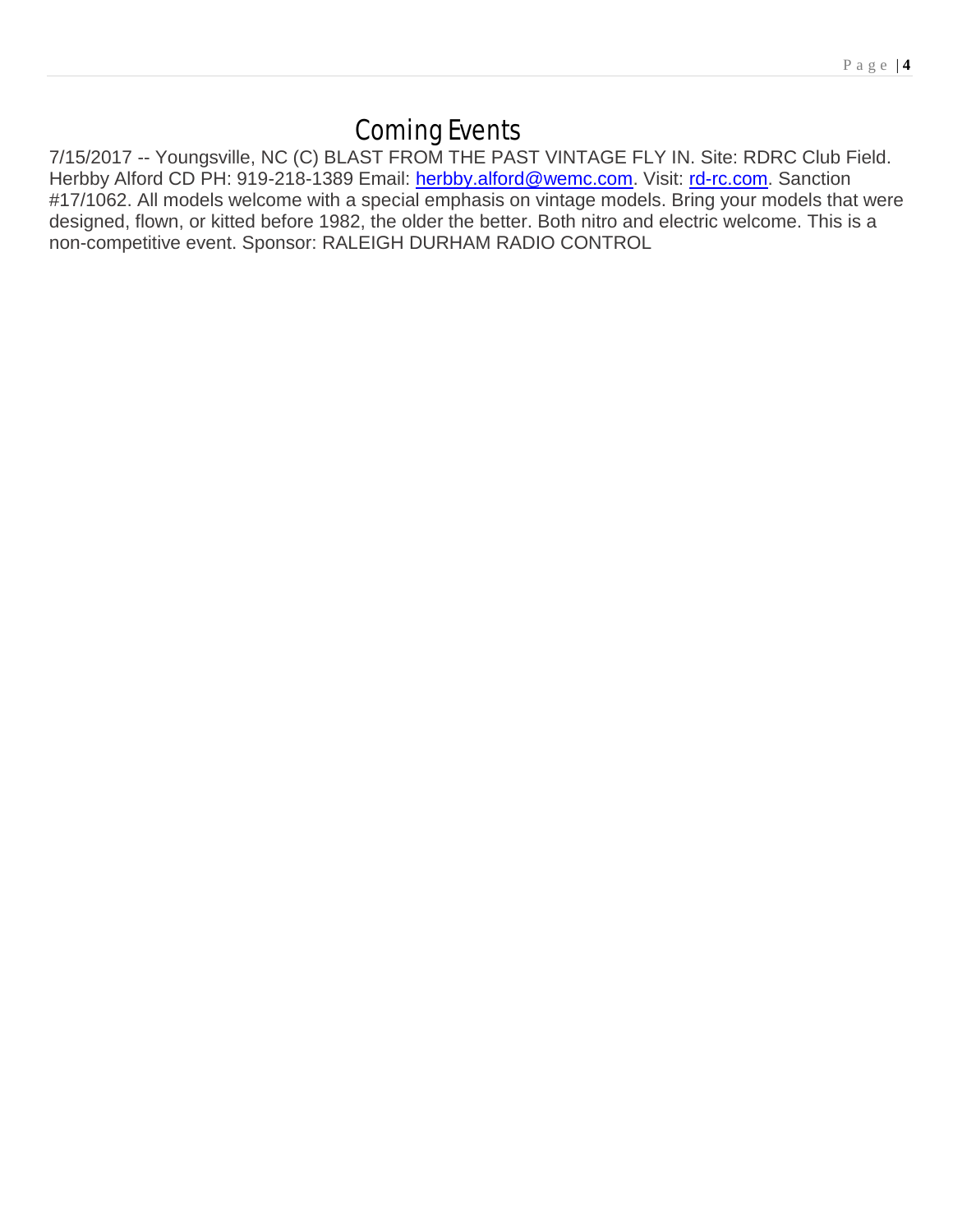# Coming Events

7/15/2017 -- Youngsville, NC (C) BLAST FROM THE PAST VINTAGE FLY IN. Site: RDRC Club Field. Herbby Alford CD PH: 919-218-1389 Email: herbby.alford@wemc.com. Visit: rd-rc.com. Sanction #17/1062. All models welcome with a special emphasis on vintage models. Bring your models that were designed, flown, or kitted before 1982, the older the better. Both nitro and electric welcome. This is a non-competitive event. Sponsor: RALEIGH DURHAM RADIO CONTROL